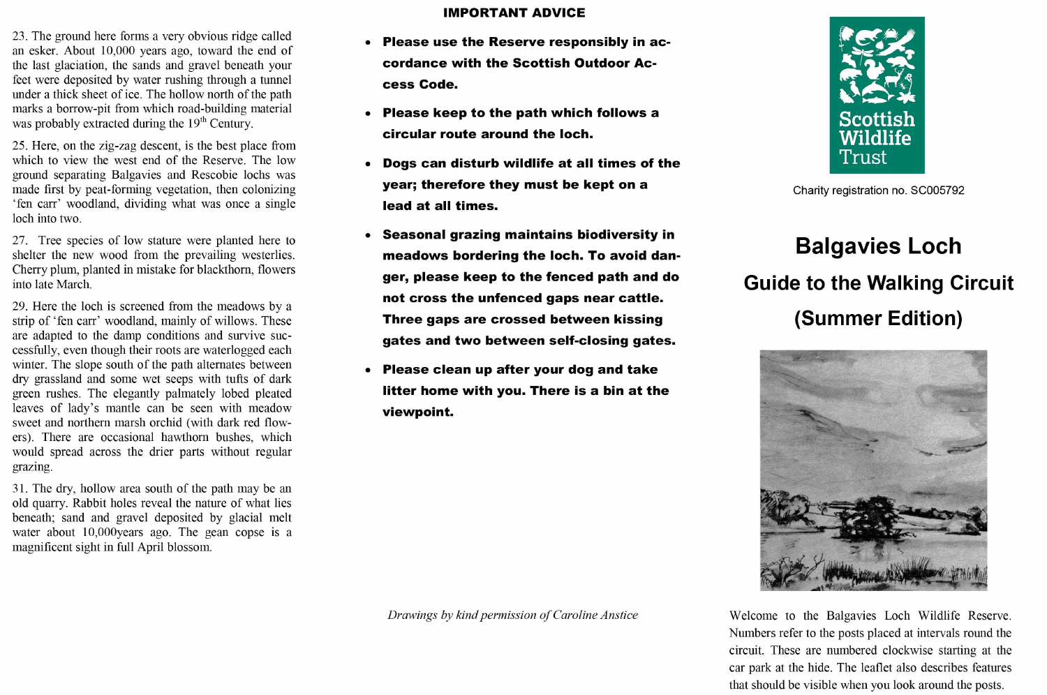23. The ground here forms a very obvious ridge called an esker. About 10,000 years ago, toward the end of the last glaciation, the sands and gravel beneath your feet were deposited by water rushing through a tunnel under a thick sheet of ice. The hollow north of the path marks a borrow-pit from which road-building material was probably extracted during the 19th Century.

25. Here, on the zig-zag descent, is the best place from which to view the west end of the Reserve. The low ground separating Balgavies and Rescobie lochs was made first by peat-forming vegetation, then colonizing 'fen carr' woodland, dividing what was once a single loch into two.

27. Tree species of low stature were planted here to shelter the new wood from the prevailing westerlies. Cherry plum, planted in mistake for blackthorn, flowers into late March.

29. Here the loch is screened from the meadows by a strip of 'fen carr' woodland, mainly of willows. These are adapted to the damp conditions and survive successfully, even though their roots are waterlogged each winter. The slope south of the path alternates between dry grassland and some wet seeps with tufts of dark green rushes. The elegantly palmately lobed pleated leaves of lady's mantle can be seen with meadow sweet and northern marsh orchid (with dark red flowers). There are occasional hawthorn bushes, which would spread across the drier parts without regular grazing.

31. The dry, hollow area south of the path may be an old quarry. Rabbit holes reveal the nature of what lies beneath; sand and gravel deposited by glacial melt water about 10,000years ago. The gean copse is a magnificent sight in full April blossom.

## IMPORTANT ADVICE

- **Please use the Reserve responsibly in accordance with the Scottish Outdoor Access Code.**
- **Please keep to the path which follows a circular route around the loch.**
- **Dogs can disturb wildlife at all times of the year; therefore they must be kept on a lead at all times.**
- **Seasonal grazing maintains biodiversity in meadows bordering the loch. To avoid danger, please keep to the fenced path and do not cross the unfenced gaps near cattle. Three gaps are crossed between kissing gates and two between self-closing gates.**
- **Please clean up after your dog and take litter home with you. There is a bin at the viewpoint.**

*Drawings by kind permission of Caroline Anstice*

Scottish Wildlife Trust

Charity registration no. SC005792

# Balgavies Loch

## Guide to the Walking Circuit

## (Summer Edition)

Welcome to the Balgavies Loch Wildlife Reserve. Numbers refer to the posts placed at intervals round the circuit. These are numbered clockwise starting at the car park at the hide. The leaflet also describes features that should be visible when you look around the posts.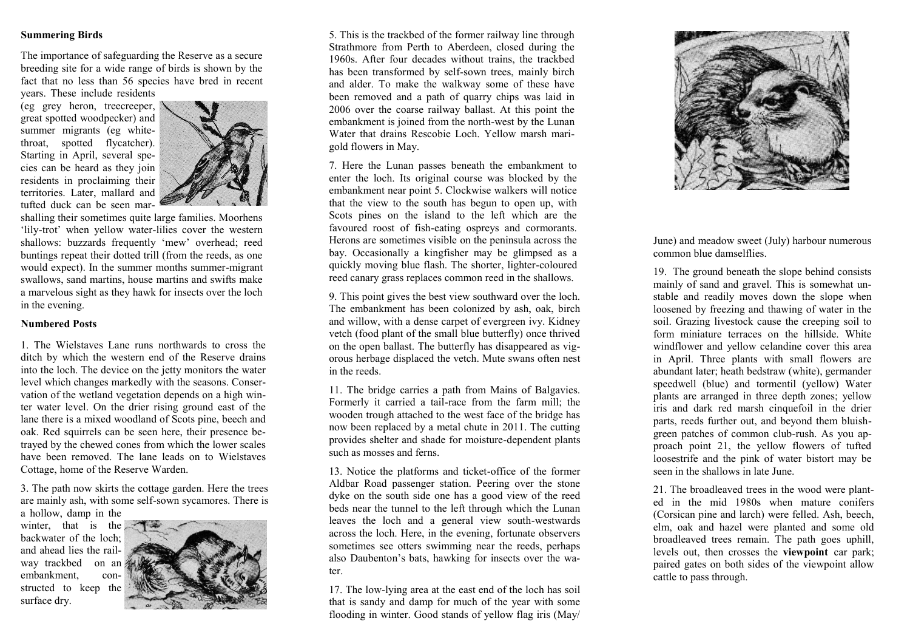## Summering Birds

The importance of safeguarding the Reserve as a secure breeding site for a wide range of birds is shown by the fact that no less than 56 species have bred in recent years. These include residents (eg grey heron, treecreeper, great spotted woodpecker) and summer migrants (eg whitethroat, spotted flycatcher). Starting in April, several species can be heard as they join residents in proclaiming their territories. Later, mallard and tufted duck can be seen marshalling their sometimes quite large families. Moorhens 'lily-trot' when yellow water-lilies cover the western shallows: buzzards frequently 'mew' overhead; reed buntings repeat their dotted trill (from the reeds, as one would expect). In the summer months summer-migrant swallows, sand martins, house martins and swifts make a marvelous sight as they hawk for insects over the loch in the evening.

## Numbered Posts

1. The Wielstaves Lane runs northwards to cross the ditch by which the western end of the Reserve drains into the loch. The device on the jetty monitors the water level which changes markedly with the seasons. Conservation of the wetland vegetation depends on a high winter water level. On the drier rising ground east of the lane there is a mixed woodland of Scots pine, beech and oak. Red squirrels can be seen here, their presence betrayed by the chewed cones from which the lower scales have been removed. The lane leads on to Wielstaves Cottage, home of the Reserve Warden.

3. The path now skirts the cottage garden. Here the trees are mainly ash, with some self-sown sycamores. There is a hollow, damp in the winter, that is the backwater of the loch; and ahead lies the railway trackbed on an embankment, constructed to keep the surface dry.

5. This is the trackbed of the former railway line through Strathmore from Perth to Aberdeen, closed during the 1960s. After four decades without trains, the trackbed has been transformed by self-sown trees, mainly birch and alder. To make the walkway some of these have been removed and a path of quarry chips was laid in 2006 over the coarse railway ballast. At this point the embankment is joined from the north-west by the Lunan Water that drains Rescobie Loch. Yellow marsh marigold flowers in May.

7. Here the Lunan passes beneath the embankment to enter the loch. Its original course was blocked by the embankment near point 5. Clockwise walkers will notice that the view to the south has begun to open up, with Scots pines on the island to the left which are the favoured roost of fish-eating ospreys and cormorants. Herons are sometimes visible on the peninsula across the bay. Occasionally a kingfisher may be glimpsed as a quickly moving blue flash. The shorter, lighter-coloured reed canary grass replaces common reed in the shallows.

9. This point gives the best view southward over the loch. The embankment has been colonized by ash, oak, birch and willow, with a dense carpet of evergreen ivy. Kidney vetch (food plant of the small blue butterfly) once thrived on the open ballast. The butterfly has disappeared as vigorous herbage displaced the vetch. Mute swans often nest in the reeds.

11. The bridge carries a path from Mains of Balgavies. Formerly it carried a tail-race from the farm mill; the wooden trough attached to the west face of the bridge has now been replaced by a metal chute in 2011. The cutting provides shelter and shade for moisture-dependent plants such as mosses and ferns.

13. Notice the platforms and ticket-office of the former Aldbar Road passenger station. Peering over the stone dyke on the south side one has a good view of the reed beds near the tunnel to the left through which the Lunan leaves the loch and a general view south-westwards across the loch. Here, in the evening, fortunate observers sometimes see otters swimming near the reeds, perhaps also Daubenton's bats, hawking for insects over the water.

17. The low-lying area at the east end of the loch has soil that is sandy and damp for much of the year with some flooding in winter. Good stands of yellow flag iris (May/June) and meadow sweet (July) harbour numerous common blue damselflies.

19. The ground beneath the slope behind consists mainly of sand and gravel. This is somewhat unstable and readily moves down the slope when loosened by freezing and thawing of water in the soil. Grazing livestock cause the creeping soil to form miniature terraces on the hillside. White windflower and yellow celandine cover this area in April. Three plants with small flowers are abundant later; heath bedstraw (white), germander speedwell (blue) and tormentil (yellow) Water plants are arranged in three depth zones; yellow iris and dark red marsh cinquefoil in the drier parts, reeds further out, and beyond them bluish-green patches of common club-rush. As you approach point 21, the yellow flowers of tufted loosestrife and the pink of water bistort may be seen in the shallows in late June.

21. The broadleaved trees in the wood were planted in the mid 1980s when mature conifers (Corsican pine and larch) were felled. Ash, beech, elm, oak and hazel were planted and some old broadleaved trees remain. The path goes uphill, levels out, then crosses the **viewpoint** car park; paired gates on both sides of the viewpoint allow cattle to pass through.